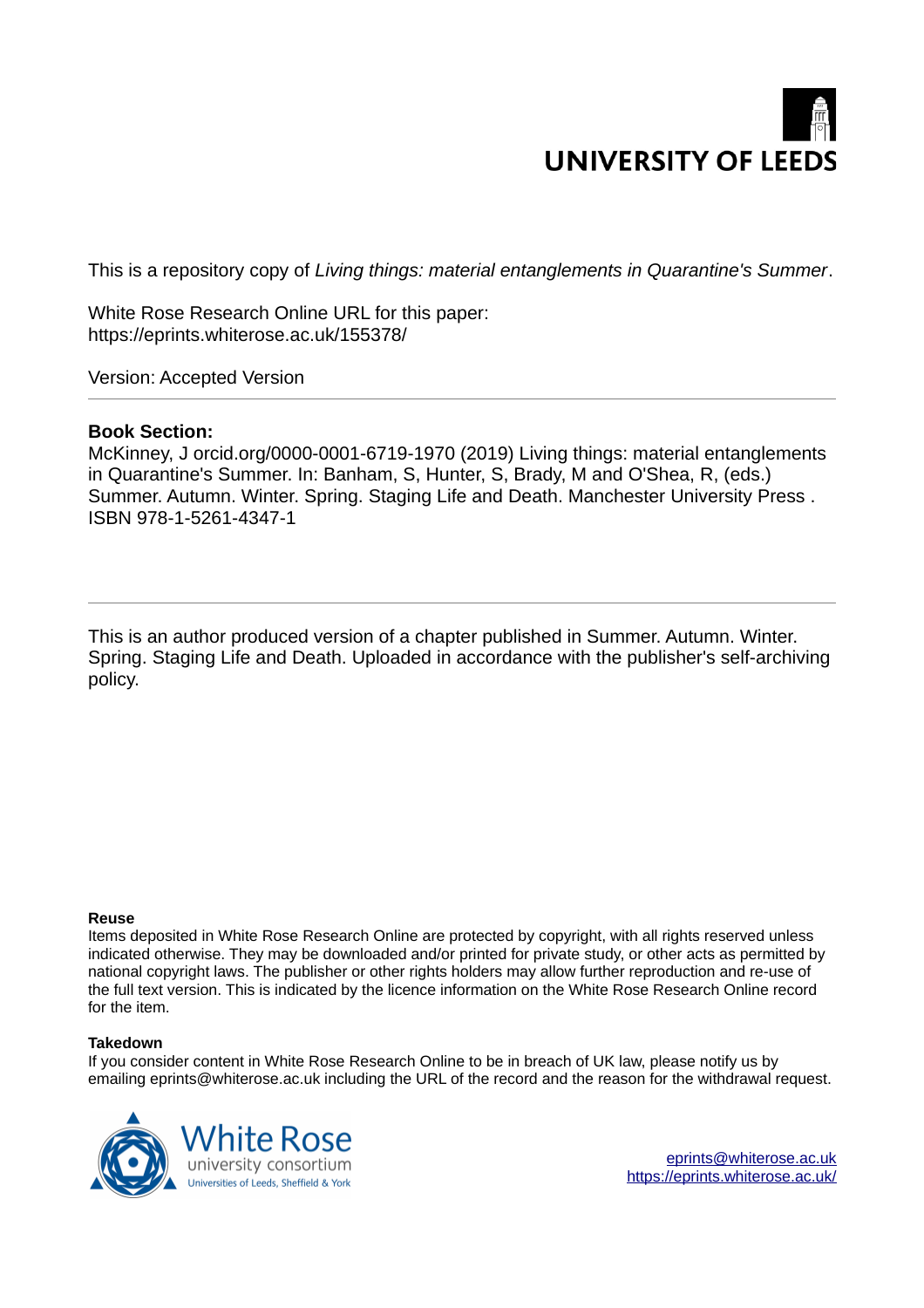UNIVERSITY OF LEEDS

This is a repository copy of *Living things: material entanglements in Quarantine's Summer*.

White Rose Research Online URL for this paper:
https://eprints.whiterose.ac.uk/155378/

Version: Accepted Version

---

**Book Section:**

McKinney, J orcid.org/0000-0001-6719-1970 (2019) Living things: material entanglements in Quarantine's Summer. In: Banham, S, Hunter, S, Brady, M and O'Shea, R, (eds.) Summer. Autumn. Winter. Spring. Staging Life and Death. Manchester University Press . ISBN 978-1-5261-4347-1

---

This is an author produced version of a chapter published in Summer. Autumn. Winter. Spring. Staging Life and Death. Uploaded in accordance with the publisher's self-archiving policy.

**Reuse**

Items deposited in White Rose Research Online are protected by copyright, with all rights reserved unless indicated otherwise. They may be downloaded and/or printed for private study, or other acts as permitted by national copyright laws. The publisher or other rights holders may allow further reproduction and re-use of the full text version. This is indicated by the licence information on the White Rose Research Online record for the item.

**Takedown**

If you consider content in White Rose Research Online to be in breach of UK law, please notify us by emailing eprints@whiterose.ac.uk including the URL of the record and the reason for the withdrawal request.

White Rose university consortium
Universities of Leeds, Sheffield & York

eprints@whiterose.ac.uk
https://eprints.whiterose.ac.uk/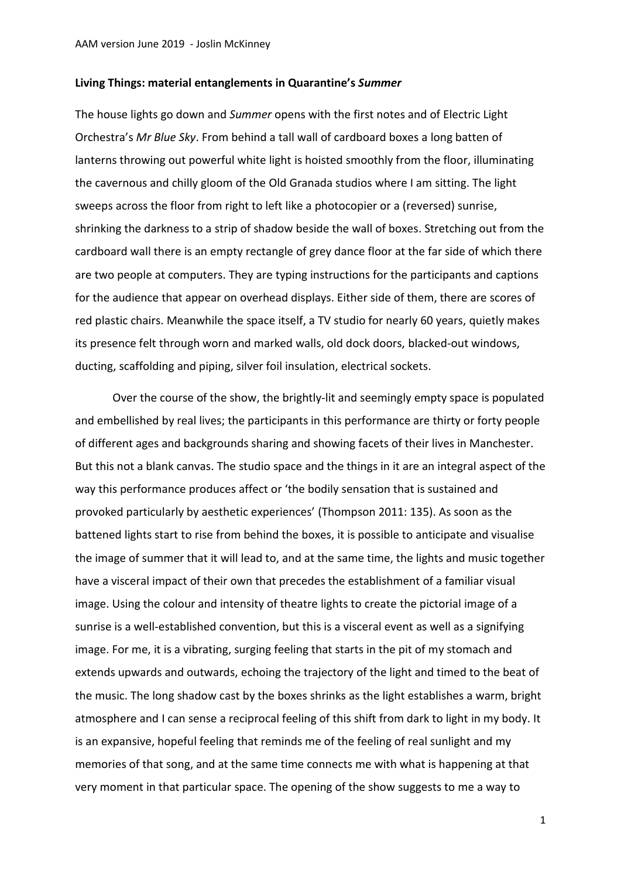**Living Things: material entanglements in Quarantine's *Summer***

The house lights go down and *Summer* opens with the first notes and of Electric Light Orchestra's *Mr Blue Sky*. From behind a tall wall of cardboard boxes a long batten of lanterns throwing out powerful white light is hoisted smoothly from the floor, illuminating the cavernous and chilly gloom of the Old Granada studios where I am sitting. The light sweeps across the floor from right to left like a photocopier or a (reversed) sunrise, shrinking the darkness to a strip of shadow beside the wall of boxes. Stretching out from the cardboard wall there is an empty rectangle of grey dance floor at the far side of which there are two people at computers. They are typing instructions for the participants and captions for the audience that appear on overhead displays. Either side of them, there are scores of red plastic chairs. Meanwhile the space itself, a TV studio for nearly 60 years, quietly makes its presence felt through worn and marked walls, old dock doors, blacked-out windows, ducting, scaffolding and piping, silver foil insulation, electrical sockets.

Over the course of the show, the brightly-lit and seemingly empty space is populated and embellished by real lives; the participants in this performance are thirty or forty people of different ages and backgrounds sharing and showing facets of their lives in Manchester. But this not a blank canvas. The studio space and the things in it are an integral aspect of the way this performance produces affect or 'the bodily sensation that is sustained and provoked particularly by aesthetic experiences' (Thompson 2011: 135). As soon as the battened lights start to rise from behind the boxes, it is possible to anticipate and visualise the image of summer that it will lead to, and at the same time, the lights and music together have a visceral impact of their own that precedes the establishment of a familiar visual image. Using the colour and intensity of theatre lights to create the pictorial image of a sunrise is a well-established convention, but this is a visceral event as well as a signifying image. For me, it is a vibrating, surging feeling that starts in the pit of my stomach and extends upwards and outwards, echoing the trajectory of the light and timed to the beat of the music. The long shadow cast by the boxes shrinks as the light establishes a warm, bright atmosphere and I can sense a reciprocal feeling of this shift from dark to light in my body. It is an expansive, hopeful feeling that reminds me of the feeling of real sunlight and my memories of that song, and at the same time connects me with what is happening at that very moment in that particular space. The opening of the show suggests to me a way to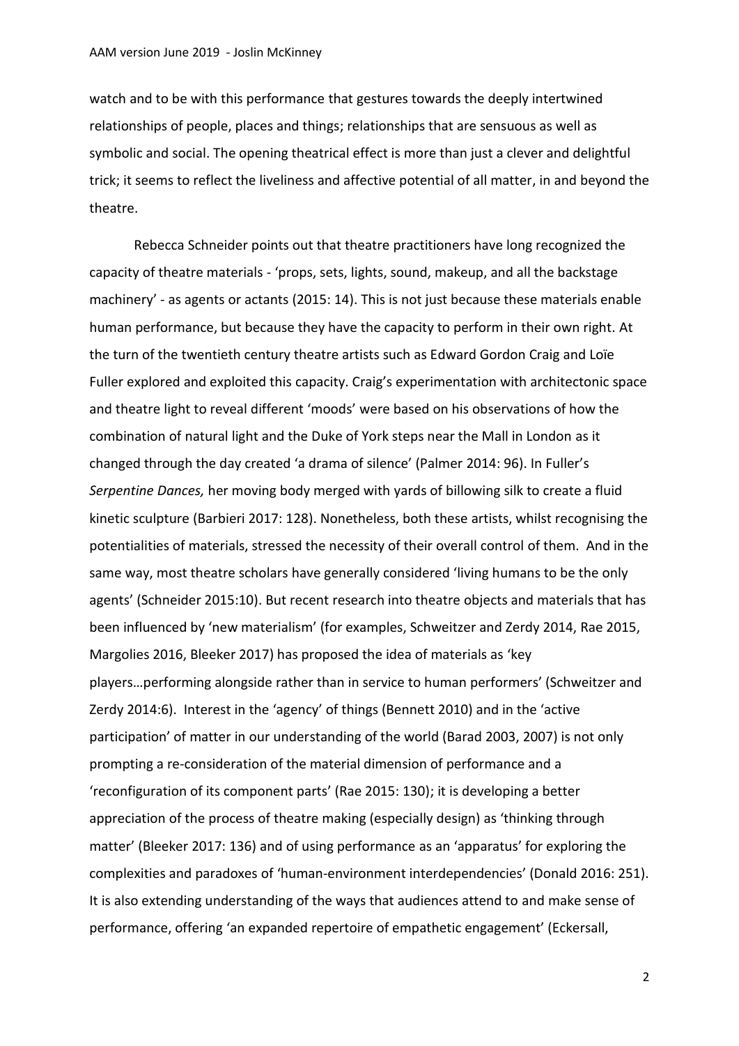watch and to be with this performance that gestures towards the deeply intertwined relationships of people, places and things; relationships that are sensuous as well as symbolic and social. The opening theatrical effect is more than just a clever and delightful trick; it seems to reflect the liveliness and affective potential of all matter, in and beyond the theatre.

Rebecca Schneider points out that theatre practitioners have long recognized the capacity of theatre materials - 'props, sets, lights, sound, makeup, and all the backstage machinery' - as agents or actants (2015: 14). This is not just because these materials enable human performance, but because they have the capacity to perform in their own right. At the turn of the twentieth century theatre artists such as Edward Gordon Craig and Loïe Fuller explored and exploited this capacity. Craig's experimentation with architectonic space and theatre light to reveal different 'moods' were based on his observations of how the combination of natural light and the Duke of York steps near the Mall in London as it changed through the day created 'a drama of silence' (Palmer 2014: 96). In Fuller's *Serpentine Dances,* her moving body merged with yards of billowing silk to create a fluid kinetic sculpture (Barbieri 2017: 128). Nonetheless, both these artists, whilst recognising the potentialities of materials, stressed the necessity of their overall control of them. And in the same way, most theatre scholars have generally considered 'living humans to be the only agents' (Schneider 2015:10). But recent research into theatre objects and materials that has been influenced by 'new materialism' (for examples, Schweitzer and Zerdy 2014, Rae 2015, Margolies 2016, Bleeker 2017) has proposed the idea of materials as 'key players…performing alongside rather than in service to human performers' (Schweitzer and Zerdy 2014:6). Interest in the 'agency' of things (Bennett 2010) and in the 'active participation' of matter in our understanding of the world (Barad 2003, 2007) is not only prompting a re-consideration of the material dimension of performance and a 'reconfiguration of its component parts' (Rae 2015: 130); it is developing a better appreciation of the process of theatre making (especially design) as 'thinking through matter' (Bleeker 2017: 136) and of using performance as an 'apparatus' for exploring the complexities and paradoxes of 'human-environment interdependencies' (Donald 2016: 251). It is also extending understanding of the ways that audiences attend to and make sense of performance, offering 'an expanded repertoire of empathetic engagement' (Eckersall,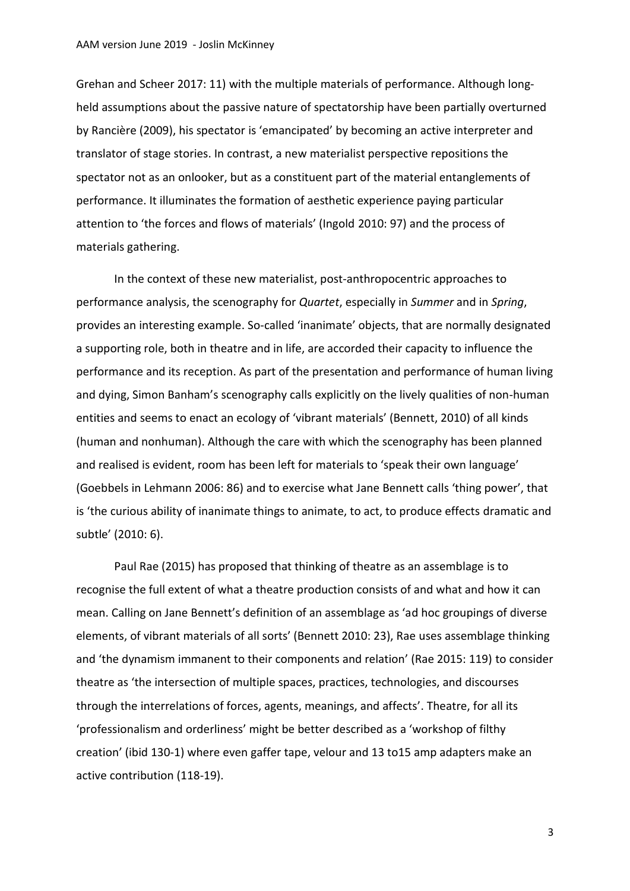Grehan and Scheer 2017: 11) with the multiple materials of performance. Although long-held assumptions about the passive nature of spectatorship have been partially overturned by Rancière (2009), his spectator is 'emancipated' by becoming an active interpreter and translator of stage stories. In contrast, a new materialist perspective repositions the spectator not as an onlooker, but as a constituent part of the material entanglements of performance. It illuminates the formation of aesthetic experience paying particular attention to 'the forces and flows of materials' (Ingold 2010: 97) and the process of materials gathering.

In the context of these new materialist, post-anthropocentric approaches to performance analysis, the scenography for *Quartet*, especially in *Summer* and in *Spring*, provides an interesting example. So-called 'inanimate' objects, that are normally designated a supporting role, both in theatre and in life, are accorded their capacity to influence the performance and its reception. As part of the presentation and performance of human living and dying, Simon Banham's scenography calls explicitly on the lively qualities of non-human entities and seems to enact an ecology of 'vibrant materials' (Bennett, 2010) of all kinds (human and nonhuman). Although the care with which the scenography has been planned and realised is evident, room has been left for materials to 'speak their own language' (Goebbels in Lehmann 2006: 86) and to exercise what Jane Bennett calls 'thing power', that is 'the curious ability of inanimate things to animate, to act, to produce effects dramatic and subtle' (2010: 6).

Paul Rae (2015) has proposed that thinking of theatre as an assemblage is to recognise the full extent of what a theatre production consists of and what and how it can mean. Calling on Jane Bennett's definition of an assemblage as 'ad hoc groupings of diverse elements, of vibrant materials of all sorts' (Bennett 2010: 23), Rae uses assemblage thinking and 'the dynamism immanent to their components and relation' (Rae 2015: 119) to consider theatre as 'the intersection of multiple spaces, practices, technologies, and discourses through the interrelations of forces, agents, meanings, and affects'. Theatre, for all its 'professionalism and orderliness' might be better described as a 'workshop of filthy creation' (ibid 130-1) where even gaffer tape, velour and 13 to15 amp adapters make an active contribution (118-19).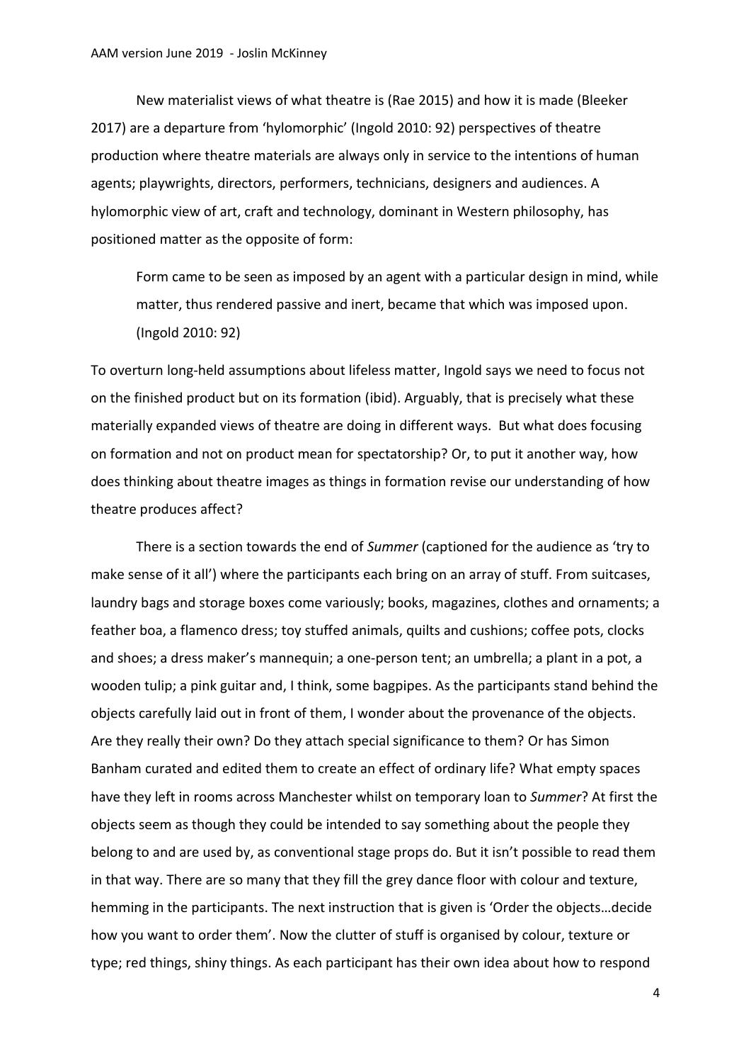New materialist views of what theatre is (Rae 2015) and how it is made (Bleeker 2017) are a departure from 'hylomorphic' (Ingold 2010: 92) perspectives of theatre production where theatre materials are always only in service to the intentions of human agents; playwrights, directors, performers, technicians, designers and audiences. A hylomorphic view of art, craft and technology, dominant in Western philosophy, has positioned matter as the opposite of form:

> Form came to be seen as imposed by an agent with a particular design in mind, while matter, thus rendered passive and inert, became that which was imposed upon. (Ingold 2010: 92)

To overturn long-held assumptions about lifeless matter, Ingold says we need to focus not on the finished product but on its formation (ibid). Arguably, that is precisely what these materially expanded views of theatre are doing in different ways. But what does focusing on formation and not on product mean for spectatorship? Or, to put it another way, how does thinking about theatre images as things in formation revise our understanding of how theatre produces affect?

There is a section towards the end of *Summer* (captioned for the audience as 'try to make sense of it all') where the participants each bring on an array of stuff. From suitcases, laundry bags and storage boxes come variously; books, magazines, clothes and ornaments; a feather boa, a flamenco dress; toy stuffed animals, quilts and cushions; coffee pots, clocks and shoes; a dress maker's mannequin; a one-person tent; an umbrella; a plant in a pot, a wooden tulip; a pink guitar and, I think, some bagpipes. As the participants stand behind the objects carefully laid out in front of them, I wonder about the provenance of the objects. Are they really their own? Do they attach special significance to them? Or has Simon Banham curated and edited them to create an effect of ordinary life? What empty spaces have they left in rooms across Manchester whilst on temporary loan to *Summer*? At first the objects seem as though they could be intended to say something about the people they belong to and are used by, as conventional stage props do. But it isn't possible to read them in that way. There are so many that they fill the grey dance floor with colour and texture, hemming in the participants. The next instruction that is given is 'Order the objects…decide how you want to order them'. Now the clutter of stuff is organised by colour, texture or type; red things, shiny things. As each participant has their own idea about how to respond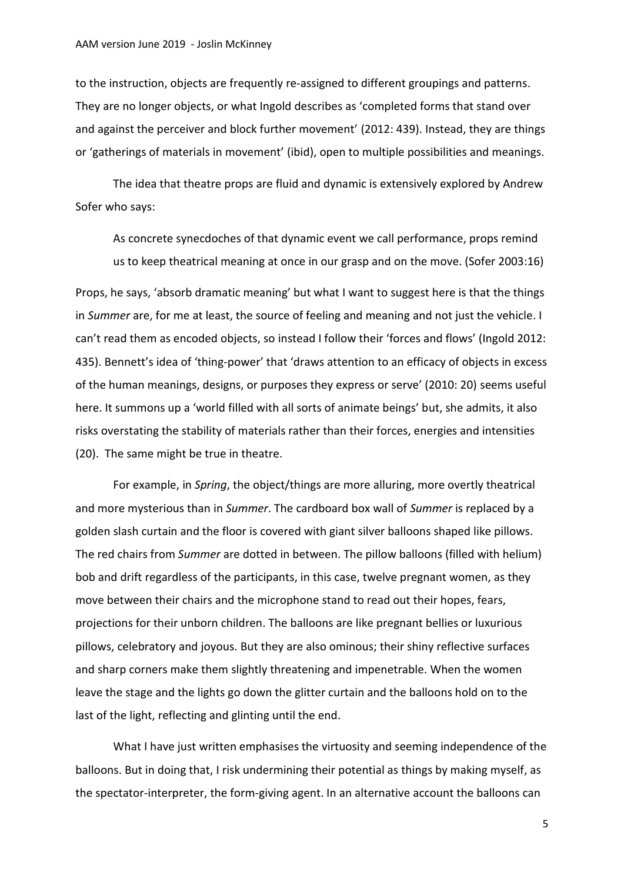to the instruction, objects are frequently re-assigned to different groupings and patterns. They are no longer objects, or what Ingold describes as 'completed forms that stand over and against the perceiver and block further movement' (2012: 439). Instead, they are things or 'gatherings of materials in movement' (ibid), open to multiple possibilities and meanings.

The idea that theatre props are fluid and dynamic is extensively explored by Andrew Sofer who says:

> As concrete synecdoches of that dynamic event we call performance, props remind us to keep theatrical meaning at once in our grasp and on the move. (Sofer 2003:16)

Props, he says, 'absorb dramatic meaning' but what I want to suggest here is that the things in *Summer* are, for me at least, the source of feeling and meaning and not just the vehicle. I can't read them as encoded objects, so instead I follow their 'forces and flows' (Ingold 2012: 435). Bennett's idea of 'thing-power' that 'draws attention to an efficacy of objects in excess of the human meanings, designs, or purposes they express or serve' (2010: 20) seems useful here. It summons up a 'world filled with all sorts of animate beings' but, she admits, it also risks overstating the stability of materials rather than their forces, energies and intensities (20). The same might be true in theatre.

For example, in *Spring*, the object/things are more alluring, more overtly theatrical and more mysterious than in *Summer*. The cardboard box wall of *Summer* is replaced by a golden slash curtain and the floor is covered with giant silver balloons shaped like pillows. The red chairs from *Summer* are dotted in between. The pillow balloons (filled with helium) bob and drift regardless of the participants, in this case, twelve pregnant women, as they move between their chairs and the microphone stand to read out their hopes, fears, projections for their unborn children. The balloons are like pregnant bellies or luxurious pillows, celebratory and joyous. But they are also ominous; their shiny reflective surfaces and sharp corners make them slightly threatening and impenetrable. When the women leave the stage and the lights go down the glitter curtain and the balloons hold on to the last of the light, reflecting and glinting until the end.

What I have just written emphasises the virtuosity and seeming independence of the balloons. But in doing that, I risk undermining their potential as things by making myself, as the spectator-interpreter, the form-giving agent. In an alternative account the balloons can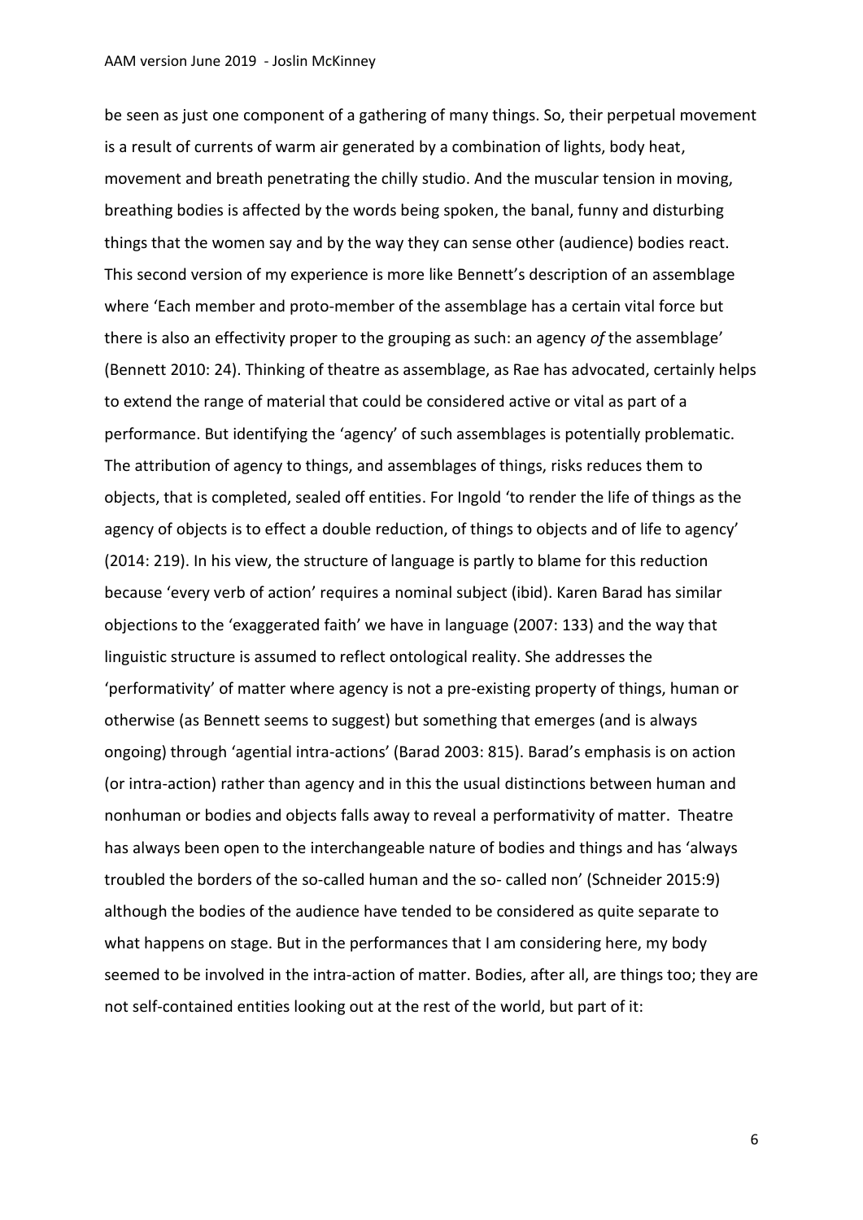be seen as just one component of a gathering of many things. So, their perpetual movement is a result of currents of warm air generated by a combination of lights, body heat, movement and breath penetrating the chilly studio. And the muscular tension in moving, breathing bodies is affected by the words being spoken, the banal, funny and disturbing things that the women say and by the way they can sense other (audience) bodies react. This second version of my experience is more like Bennett's description of an assemblage where 'Each member and proto-member of the assemblage has a certain vital force but there is also an effectivity proper to the grouping as such: an agency *of* the assemblage' (Bennett 2010: 24). Thinking of theatre as assemblage, as Rae has advocated, certainly helps to extend the range of material that could be considered active or vital as part of a performance. But identifying the 'agency' of such assemblages is potentially problematic. The attribution of agency to things, and assemblages of things, risks reduces them to objects, that is completed, sealed off entities. For Ingold 'to render the life of things as the agency of objects is to effect a double reduction, of things to objects and of life to agency' (2014: 219). In his view, the structure of language is partly to blame for this reduction because 'every verb of action' requires a nominal subject (ibid). Karen Barad has similar objections to the 'exaggerated faith' we have in language (2007: 133) and the way that linguistic structure is assumed to reflect ontological reality. She addresses the 'performativity' of matter where agency is not a pre-existing property of things, human or otherwise (as Bennett seems to suggest) but something that emerges (and is always ongoing) through 'agential intra-actions' (Barad 2003: 815). Barad's emphasis is on action (or intra-action) rather than agency and in this the usual distinctions between human and nonhuman or bodies and objects falls away to reveal a performativity of matter. Theatre has always been open to the interchangeable nature of bodies and things and has 'always troubled the borders of the so-called human and the so- called non' (Schneider 2015:9) although the bodies of the audience have tended to be considered as quite separate to what happens on stage. But in the performances that I am considering here, my body seemed to be involved in the intra-action of matter. Bodies, after all, are things too; they are not self-contained entities looking out at the rest of the world, but part of it: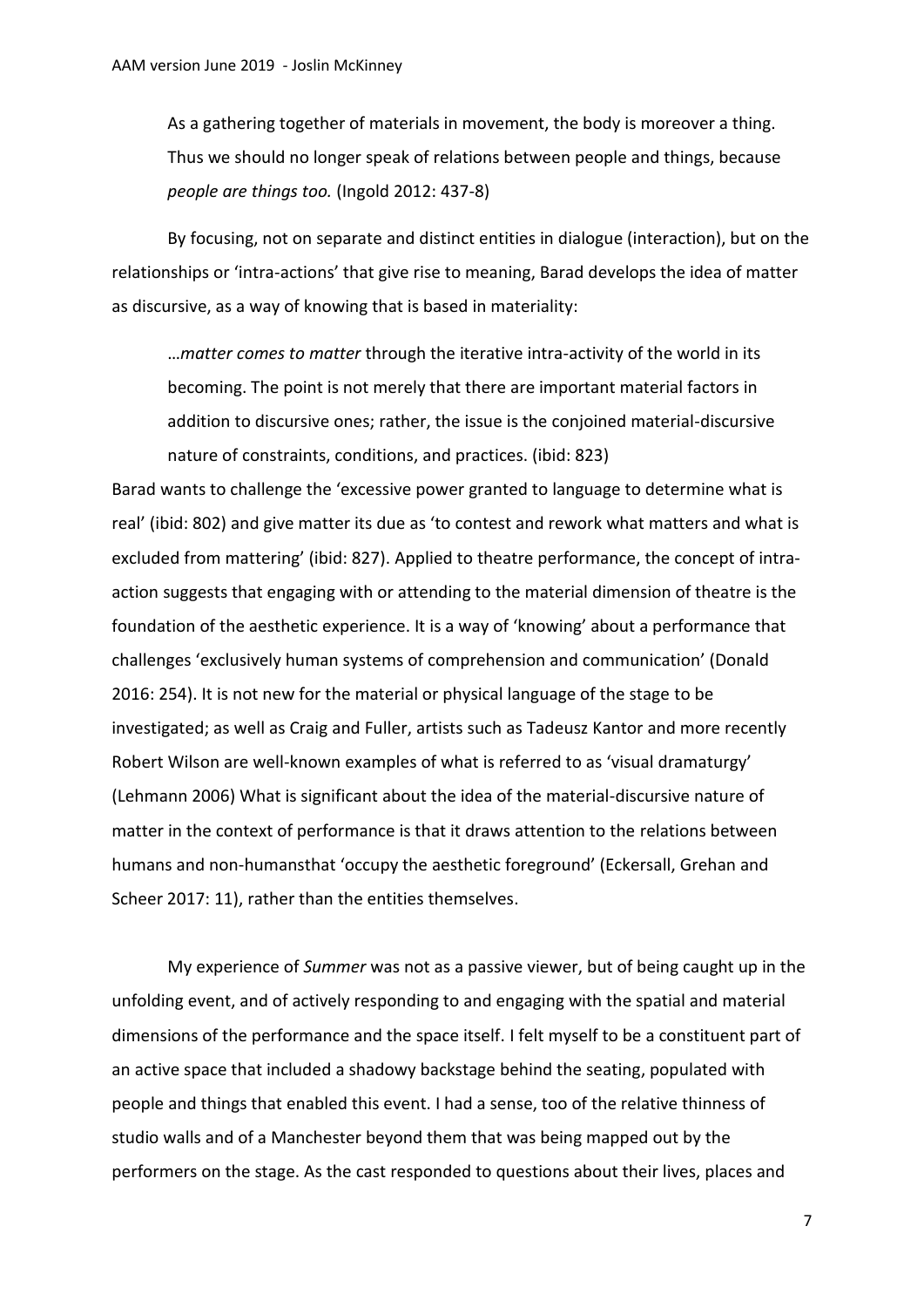As a gathering together of materials in movement, the body is moreover a thing. Thus we should no longer speak of relations between people and things, because *people are things too.* (Ingold 2012: 437-8)

By focusing, not on separate and distinct entities in dialogue (interaction), but on the relationships or 'intra-actions' that give rise to meaning, Barad develops the idea of matter as discursive, as a way of knowing that is based in materiality:

…*matter comes to matter* through the iterative intra-activity of the world in its becoming. The point is not merely that there are important material factors in addition to discursive ones; rather, the issue is the conjoined material-discursive nature of constraints, conditions, and practices. (ibid: 823)

Barad wants to challenge the 'excessive power granted to language to determine what is real' (ibid: 802) and give matter its due as 'to contest and rework what matters and what is excluded from mattering' (ibid: 827). Applied to theatre performance, the concept of intra-action suggests that engaging with or attending to the material dimension of theatre is the foundation of the aesthetic experience. It is a way of 'knowing' about a performance that challenges 'exclusively human systems of comprehension and communication' (Donald 2016: 254). It is not new for the material or physical language of the stage to be investigated; as well as Craig and Fuller, artists such as Tadeusz Kantor and more recently Robert Wilson are well-known examples of what is referred to as 'visual dramaturgy' (Lehmann 2006) What is significant about the idea of the material-discursive nature of matter in the context of performance is that it draws attention to the relations between humans and non-humansthat 'occupy the aesthetic foreground' (Eckersall, Grehan and Scheer 2017: 11), rather than the entities themselves.

My experience of *Summer* was not as a passive viewer, but of being caught up in the unfolding event, and of actively responding to and engaging with the spatial and material dimensions of the performance and the space itself. I felt myself to be a constituent part of an active space that included a shadowy backstage behind the seating, populated with people and things that enabled this event. I had a sense, too of the relative thinness of studio walls and of a Manchester beyond them that was being mapped out by the performers on the stage. As the cast responded to questions about their lives, places and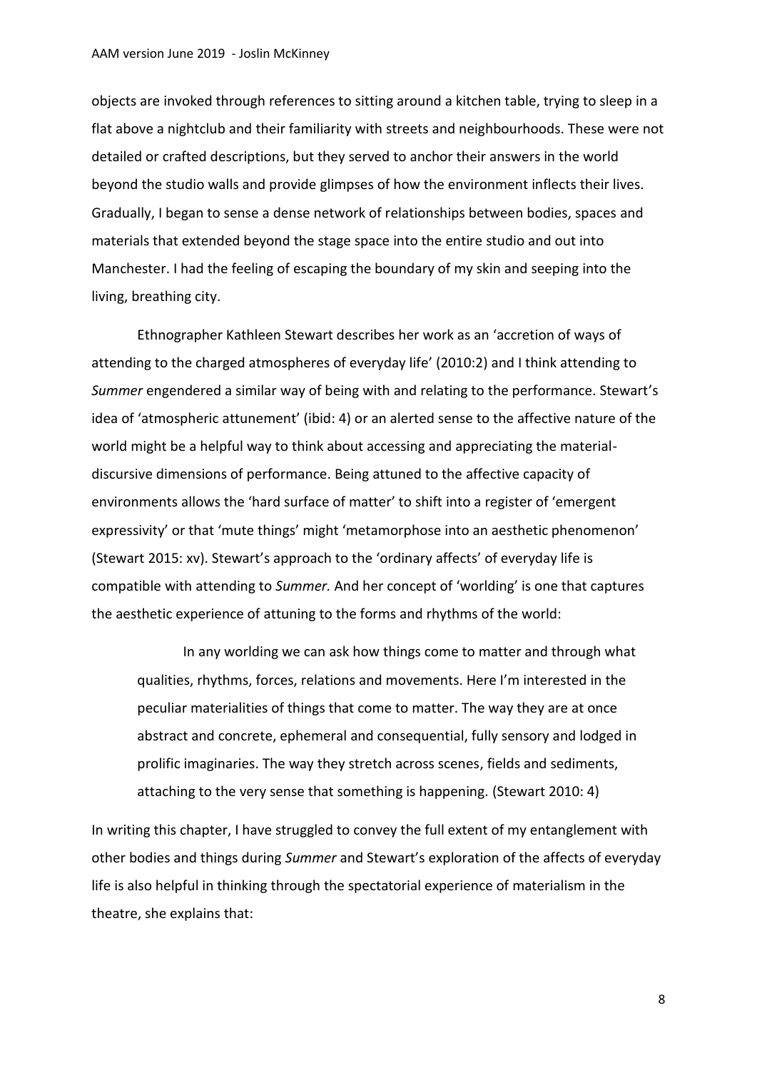objects are invoked through references to sitting around a kitchen table, trying to sleep in a flat above a nightclub and their familiarity with streets and neighbourhoods. These were not detailed or crafted descriptions, but they served to anchor their answers in the world beyond the studio walls and provide glimpses of how the environment inflects their lives. Gradually, I began to sense a dense network of relationships between bodies, spaces and materials that extended beyond the stage space into the entire studio and out into Manchester. I had the feeling of escaping the boundary of my skin and seeping into the living, breathing city.

Ethnographer Kathleen Stewart describes her work as an 'accretion of ways of attending to the charged atmospheres of everyday life' (2010:2) and I think attending to *Summer* engendered a similar way of being with and relating to the performance. Stewart's idea of 'atmospheric attunement' (ibid: 4) or an alerted sense to the affective nature of the world might be a helpful way to think about accessing and appreciating the material-discursive dimensions of performance. Being attuned to the affective capacity of environments allows the 'hard surface of matter' to shift into a register of 'emergent expressivity' or that 'mute things' might 'metamorphose into an aesthetic phenomenon' (Stewart 2015: xv). Stewart's approach to the 'ordinary affects' of everyday life is compatible with attending to *Summer.* And her concept of 'worlding' is one that captures the aesthetic experience of attuning to the forms and rhythms of the world:

> In any worlding we can ask how things come to matter and through what qualities, rhythms, forces, relations and movements. Here I'm interested in the peculiar materialities of things that come to matter. The way they are at once abstract and concrete, ephemeral and consequential, fully sensory and lodged in prolific imaginaries. The way they stretch across scenes, fields and sediments, attaching to the very sense that something is happening. (Stewart 2010: 4)

In writing this chapter, I have struggled to convey the full extent of my entanglement with other bodies and things during *Summer* and Stewart's exploration of the affects of everyday life is also helpful in thinking through the spectatorial experience of materialism in the theatre, she explains that: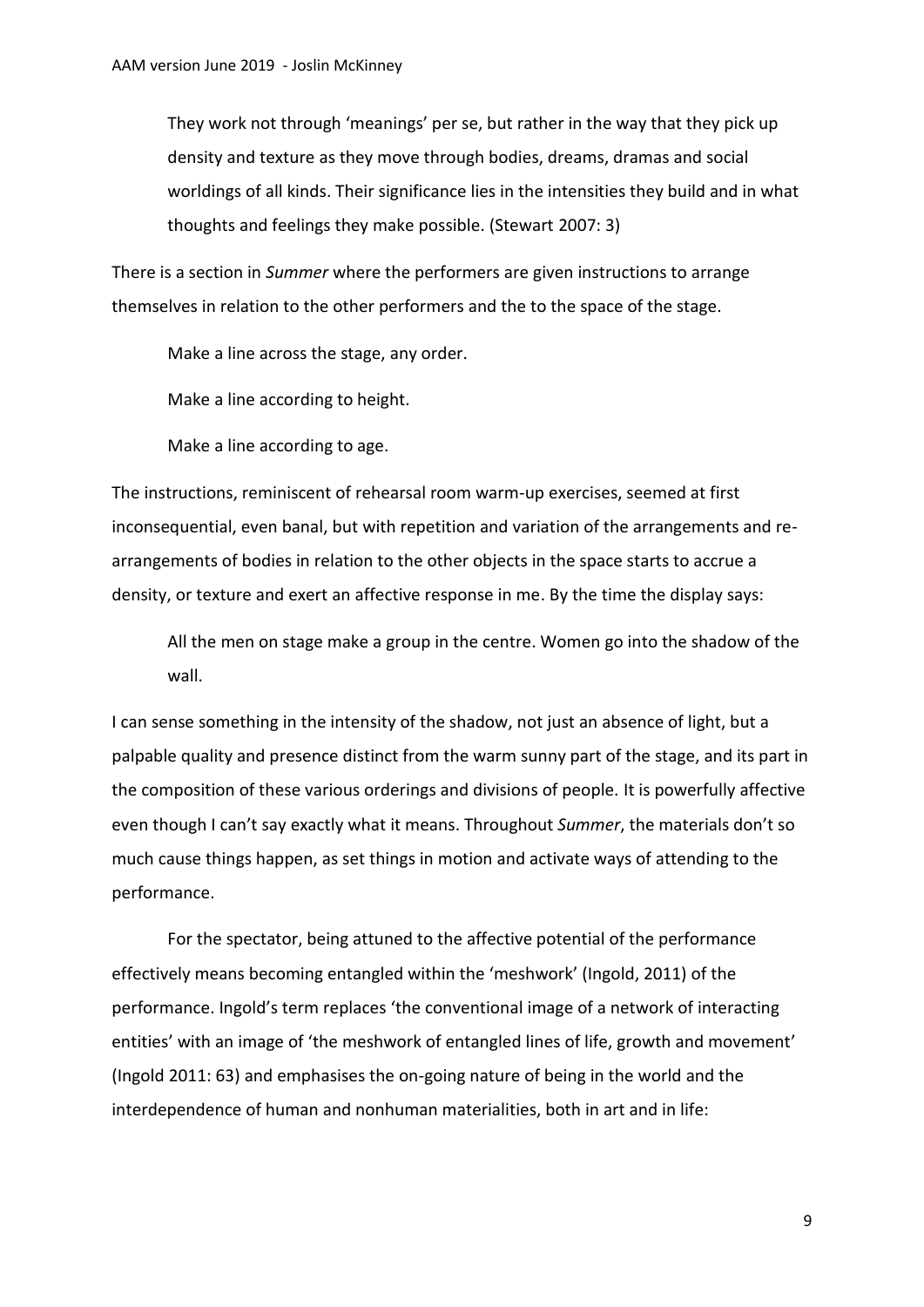> They work not through 'meanings' per se, but rather in the way that they pick up density and texture as they move through bodies, dreams, dramas and social worldings of all kinds. Their significance lies in the intensities they build and in what thoughts and feelings they make possible. (Stewart 2007: 3)

There is a section in *Summer* where the performers are given instructions to arrange themselves in relation to the other performers and the to the space of the stage.

> Make a line across the stage, any order.
>
> Make a line according to height.
>
> Make a line according to age.

The instructions, reminiscent of rehearsal room warm-up exercises, seemed at first inconsequential, even banal, but with repetition and variation of the arrangements and re-arrangements of bodies in relation to the other objects in the space starts to accrue a density, or texture and exert an affective response in me. By the time the display says:

> All the men on stage make a group in the centre. Women go into the shadow of the wall.

I can sense something in the intensity of the shadow, not just an absence of light, but a palpable quality and presence distinct from the warm sunny part of the stage, and its part in the composition of these various orderings and divisions of people. It is powerfully affective even though I can't say exactly what it means. Throughout *Summer*, the materials don't so much cause things happen, as set things in motion and activate ways of attending to the performance.

For the spectator, being attuned to the affective potential of the performance effectively means becoming entangled within the 'meshwork' (Ingold, 2011) of the performance. Ingold's term replaces 'the conventional image of a network of interacting entities' with an image of 'the meshwork of entangled lines of life, growth and movement' (Ingold 2011: 63) and emphasises the on-going nature of being in the world and the interdependence of human and nonhuman materialities, both in art and in life: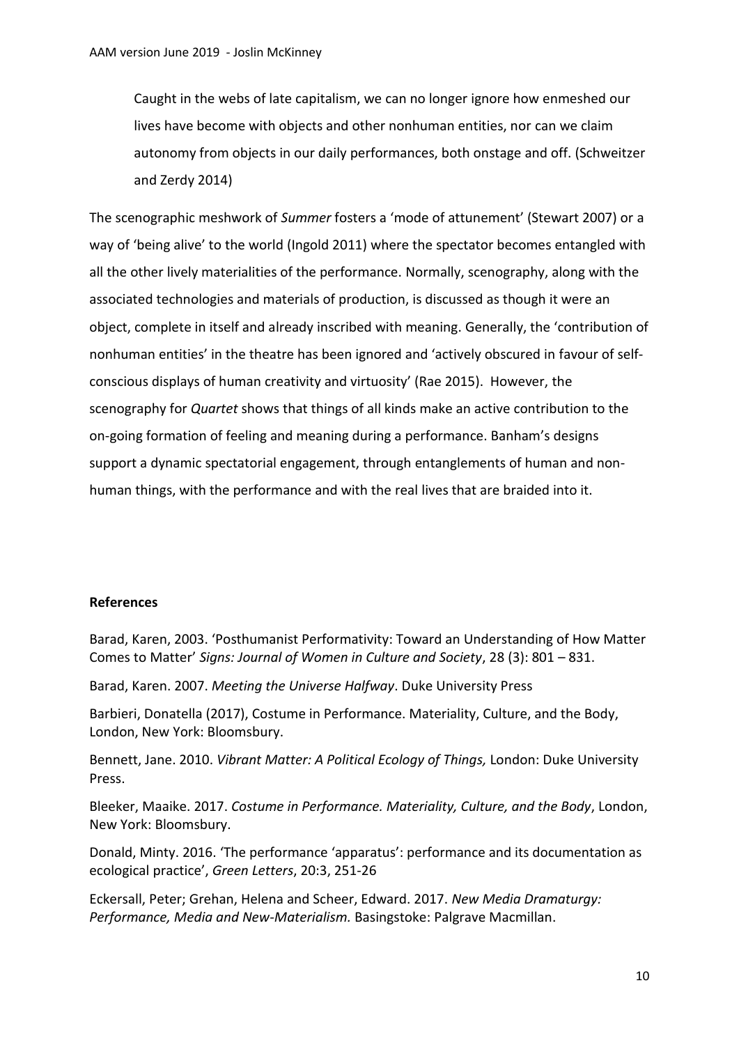Caught in the webs of late capitalism, we can no longer ignore how enmeshed our lives have become with objects and other nonhuman entities, nor can we claim autonomy from objects in our daily performances, both onstage and off. (Schweitzer and Zerdy 2014)

The scenographic meshwork of *Summer* fosters a 'mode of attunement' (Stewart 2007) or a way of 'being alive' to the world (Ingold 2011) where the spectator becomes entangled with all the other lively materialities of the performance. Normally, scenography, along with the associated technologies and materials of production, is discussed as though it were an object, complete in itself and already inscribed with meaning. Generally, the 'contribution of nonhuman entities' in the theatre has been ignored and 'actively obscured in favour of self-conscious displays of human creativity and virtuosity' (Rae 2015). However, the scenography for *Quartet* shows that things of all kinds make an active contribution to the on-going formation of feeling and meaning during a performance. Banham's designs support a dynamic spectatorial engagement, through entanglements of human and non-human things, with the performance and with the real lives that are braided into it.

**References**

Barad, Karen, 2003. 'Posthumanist Performativity: Toward an Understanding of How Matter Comes to Matter' *Signs: Journal of Women in Culture and Society*, 28 (3): 801 – 831.

Barad, Karen. 2007. *Meeting the Universe Halfway*. Duke University Press

Barbieri, Donatella (2017), Costume in Performance. Materiality, Culture, and the Body, London, New York: Bloomsbury.

Bennett, Jane. 2010. *Vibrant Matter: A Political Ecology of Things,* London: Duke University Press.

Bleeker, Maaike. 2017. *Costume in Performance. Materiality, Culture, and the Body*, London, New York: Bloomsbury.

Donald, Minty. 2016. 'The performance 'apparatus': performance and its documentation as ecological practice', *Green Letters*, 20:3, 251-26

Eckersall, Peter; Grehan, Helena and Scheer, Edward. 2017. *New Media Dramaturgy: Performance, Media and New-Materialism.* Basingstoke: Palgrave Macmillan.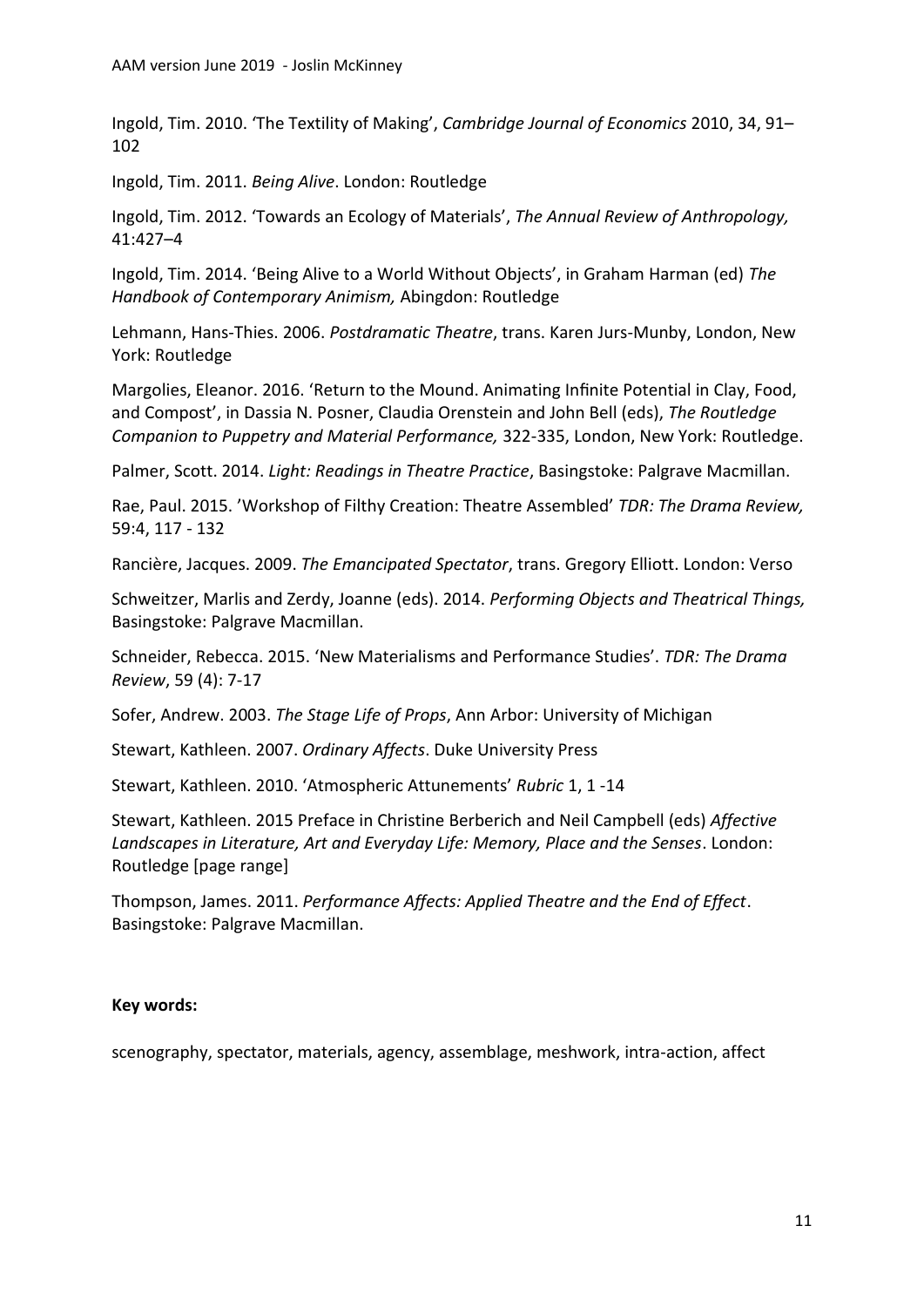Ingold, Tim. 2010. 'The Textility of Making', *Cambridge Journal of Economics* 2010, 34, 91–102

Ingold, Tim. 2011. *Being Alive*. London: Routledge

Ingold, Tim. 2012. 'Towards an Ecology of Materials', *The Annual Review of Anthropology,* 41:427–4

Ingold, Tim. 2014. 'Being Alive to a World Without Objects', in Graham Harman (ed) *The Handbook of Contemporary Animism,* Abingdon: Routledge

Lehmann, Hans-Thies. 2006. *Postdramatic Theatre*, trans. Karen Jurs-Munby, London, New York: Routledge

Margolies, Eleanor. 2016. 'Return to the Mound. Animating Infinite Potential in Clay, Food, and Compost', in Dassia N. Posner, Claudia Orenstein and John Bell (eds), *The Routledge Companion to Puppetry and Material Performance,* 322-335, London, New York: Routledge.

Palmer, Scott. 2014. *Light: Readings in Theatre Practice*, Basingstoke: Palgrave Macmillan.

Rae, Paul. 2015. 'Workshop of Filthy Creation: Theatre Assembled' *TDR: The Drama Review,* 59:4, 117 - 132

Rancière, Jacques. 2009. *The Emancipated Spectator*, trans. Gregory Elliott. London: Verso

Schweitzer, Marlis and Zerdy, Joanne (eds). 2014. *Performing Objects and Theatrical Things,* Basingstoke: Palgrave Macmillan.

Schneider, Rebecca. 2015. 'New Materialisms and Performance Studies'. *TDR: The Drama Review*, 59 (4): 7-17

Sofer, Andrew. 2003. *The Stage Life of Props*, Ann Arbor: University of Michigan

Stewart, Kathleen. 2007. *Ordinary Affects*. Duke University Press

Stewart, Kathleen. 2010. 'Atmospheric Attunements' *Rubric* 1, 1 -14

Stewart, Kathleen. 2015 Preface in Christine Berberich and Neil Campbell (eds) *Affective Landscapes in Literature, Art and Everyday Life: Memory, Place and the Senses*. London: Routledge [page range]

Thompson, James. 2011. *Performance Affects: Applied Theatre and the End of Effect*. Basingstoke: Palgrave Macmillan.

**Key words:**

scenography, spectator, materials, agency, assemblage, meshwork, intra-action, affect